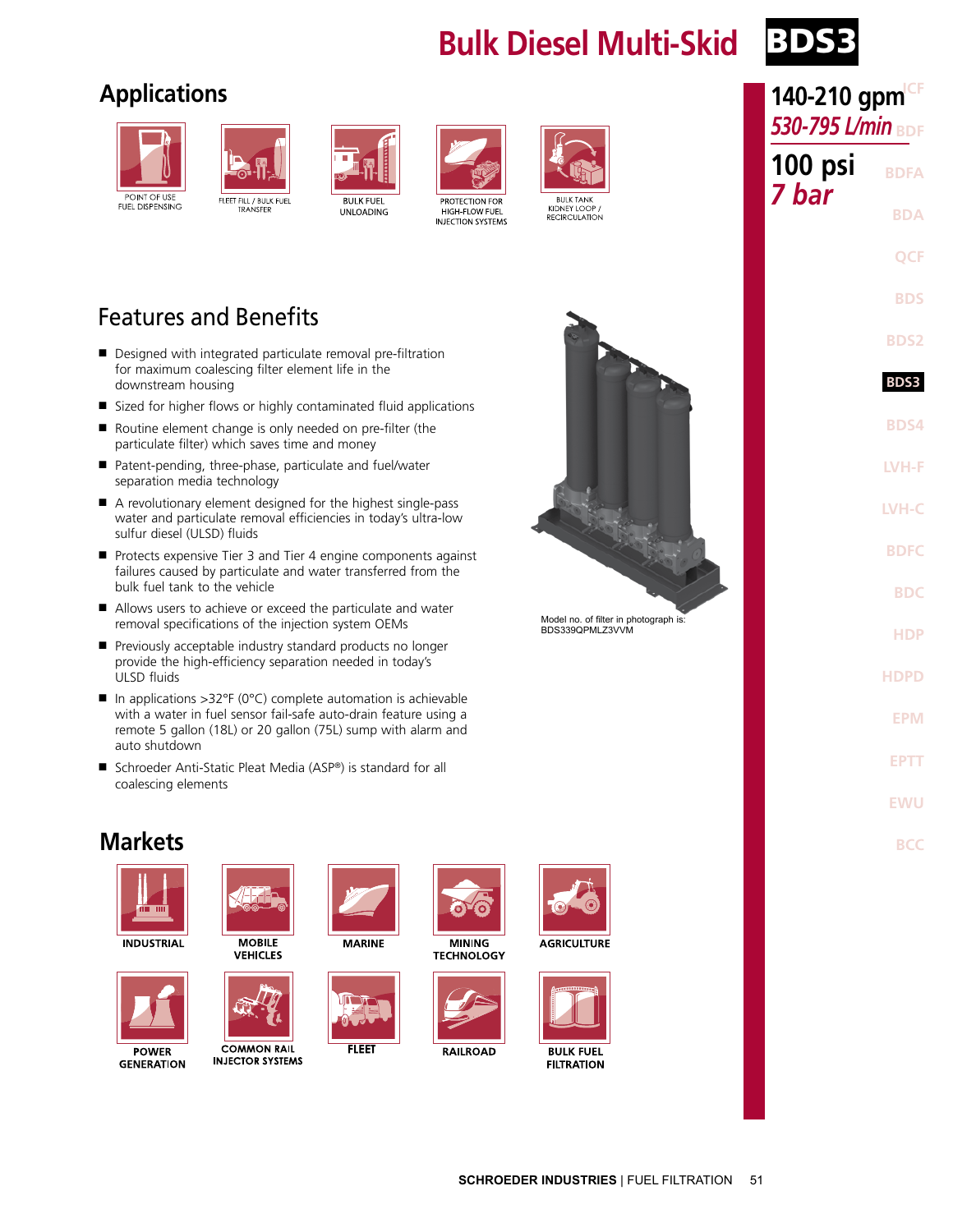# Bulk Diesel Multi-Skid BDS3

**140-210 gpm**
*530-795 L/min*

**100 psi**
*7 bar*

## Applications

- POINT OF USE FUEL DISPENSING
- FLEET FILL / BULK FUEL TRANSFER
- BULK FUEL UNLOADING
- PROTECTION FOR HIGH-FLOW FUEL INJECTION SYSTEMS
- BULK TANK KIDNEY LOOP / RECIRCULATION

## Features and Benefits

- Designed with integrated particulate removal pre-filtration for maximum coalescing filter element life in the downstream housing
- Sized for higher flows or highly contaminated fluid applications
- Routine element change is only needed on pre-filter (the particulate filter) which saves time and money
- Patent-pending, particulate and fuel/water separation media technology
- A revolutionary element designed for the highest single-pass water and particulate removal efficiencies in today's ultra-low sulfur diesel (ULSD) fluids
- Protects expensive Tier 3 and Tier 4 engine components against failures caused by particulate and water transferred from the bulk fuel tank to the vehicle
- Allows users to achieve or exceed the particulate and water removal specifications of the injection system OEMs
- Previously acceptable industry standard products no longer provide the high-efficiency separation needed in today's ULSD fluids
- In applications >32°F (0°C) complete automation is achievable with a water in fuel sensor fail-safe auto-drain feature using a remote 5 gallon (18L) or 20 gallon (75L) sump with alarm and auto shutdown
- Schroeder Anti-Static Pleat Media (ASP®) is standard for all coalescing elements

Model no. of filter in photograph is: BDS339QPMLZ3VVM

## Markets

- INDUSTRIAL
- MOBILE VEHICLES
- MARINE
- MINING TECHNOLOGY
- AGRICULTURE
- POWER GENERATION
- COMMON RAIL INJECTOR SYSTEMS
- FLEET
- RAILROAD
- BULK FUEL FILTRATION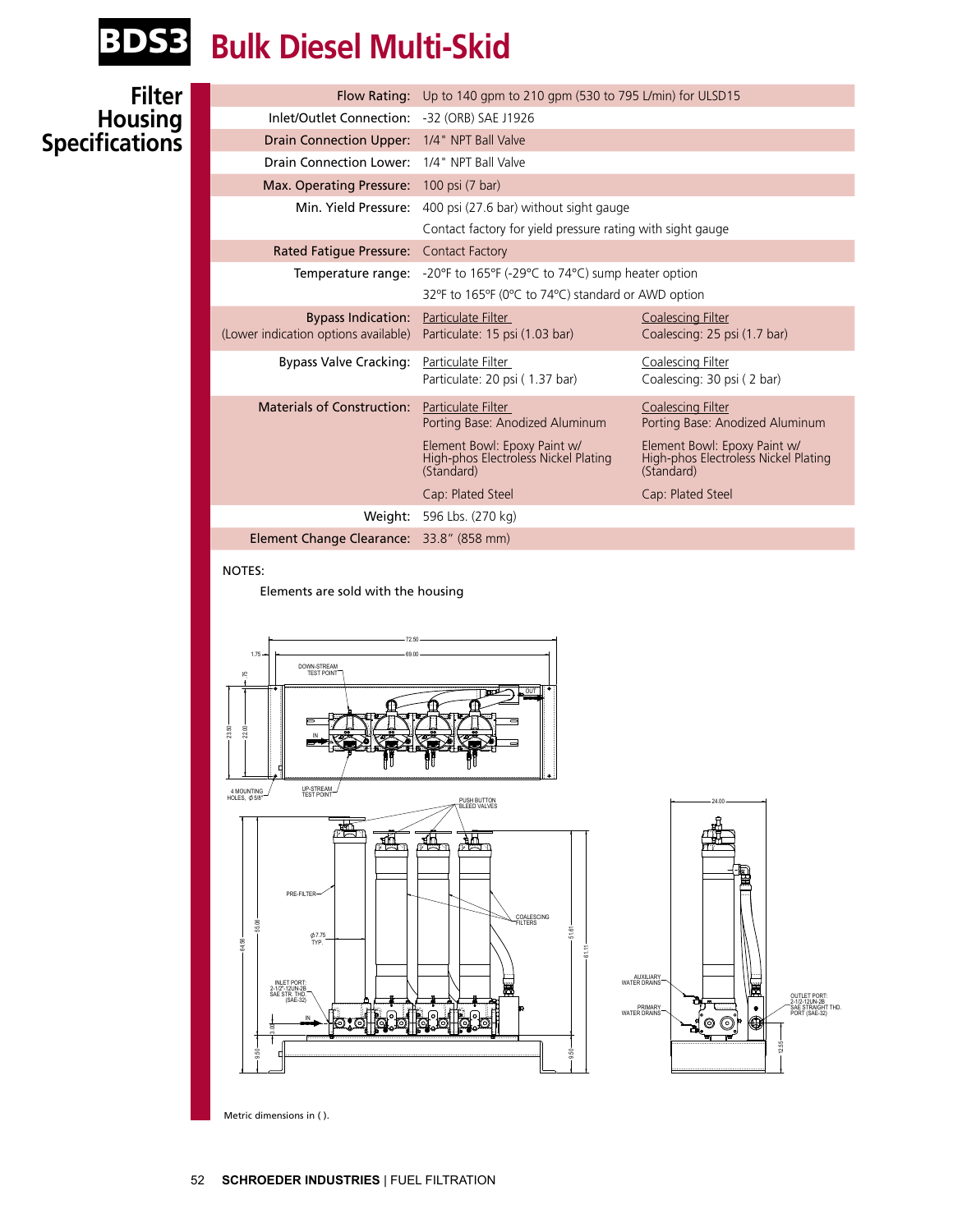# BDS3 Bulk Diesel Multi-Skid

## Filter Housing Specifications

| | | |
|---|---|---|
| Flow Rating: | Up to 140 gpm to 210 gpm (530 to 795 L/min) for ULSD15 | |
| Inlet/Outlet Connection: | -32 (ORB) SAE J1926 | |
| Drain Connection Upper: | 1/4" NPT Ball Valve | |
| Drain Connection Lower: | 1/4" NPT Ball Valve | |
| Max. Operating Pressure: | 100 psi (7 bar) | |
| Min. Yield Pressure: | 400 psi (27.6 bar) without sight gauge<br>Contact factory for yield pressure rating with sight gauge | |
| Rated Fatigue Pressure: | Contact Factory | |
| Temperature range: | -20°F to 165°F (-29°C to 74°C) sump heater option<br>32°F to 165°F (0°C to 74°C) standard or AWD option | |
| Bypass Indication:<br>(Lower indication options available) | Particulate Filter<br>Particulate: 15 psi (1.03 bar) | Coalescing Filter<br>Coalescing: 25 psi (1.7 bar) |
| Bypass Valve Cracking: | Particulate Filter<br>Particulate: 20 psi ( 1.37 bar) | Coalescing Filter<br>Coalescing: 30 psi ( 2 bar) |
| Materials of Construction: | Particulate Filter<br>Porting Base: Anodized Aluminum<br>Element Bowl: Epoxy Paint w/ High-phos Electroless Nickel Plating (Standard)<br>Cap: Plated Steel | Coalescing Filter<br>Porting Base: Anodized Aluminum<br>Element Bowl: Epoxy Paint w/ High-phos Electroless Nickel Plating (Standard)<br>Cap: Plated Steel |
| Weight: | 596 Lbs. (270 kg) | |
| Element Change Clearance: | 33.8" (858 mm) | |

NOTES:

Elements are sold with the housing

Metric dimensions in ( ).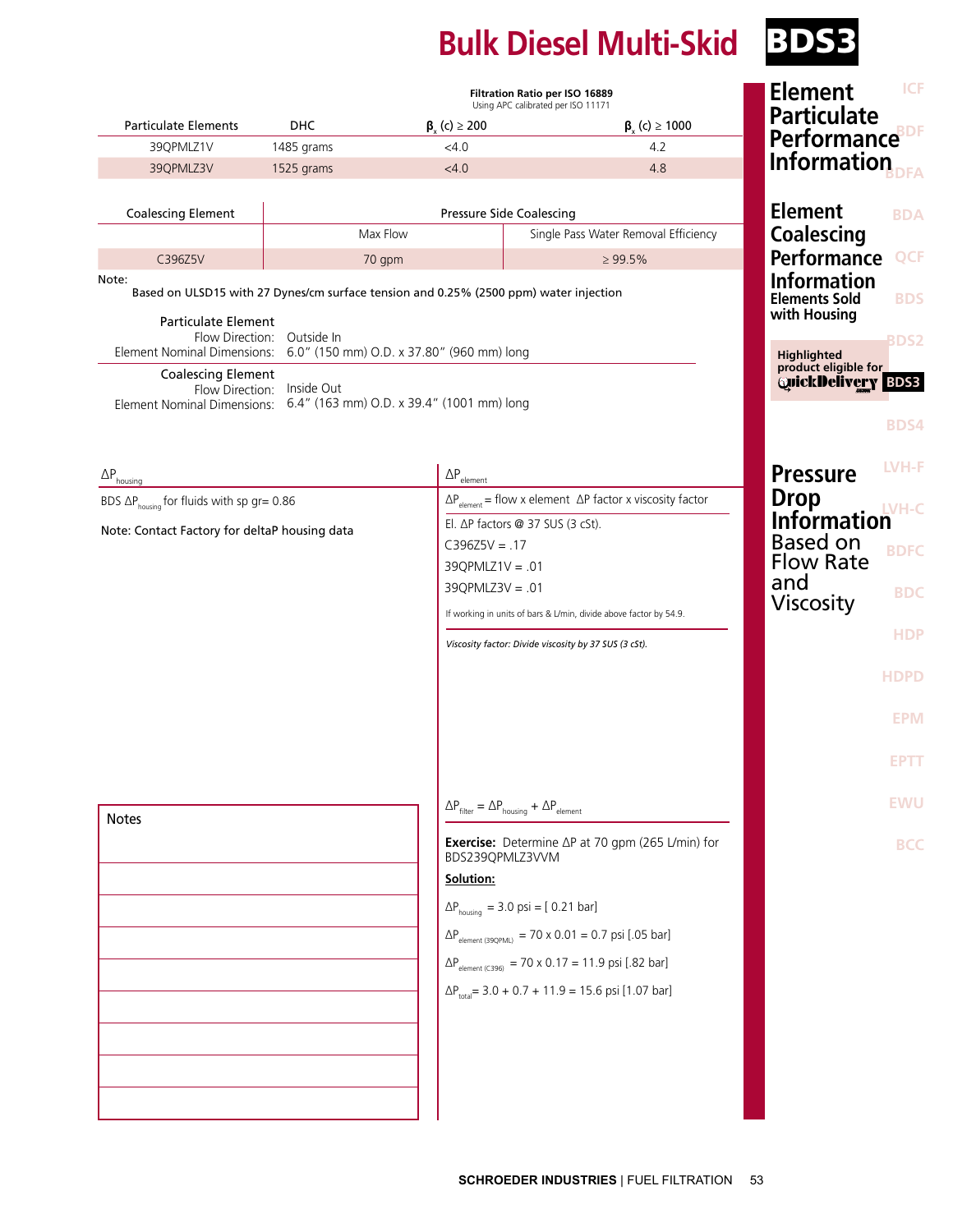# Bulk Diesel Multi-Skid BDS3

## Element Particulate Performance Information

| Particulate Elements | DHC | Filtration Ratio per ISO 16889 (Using APC calibrated per ISO 11171) $\beta_x$ (c) ≥ 200 | $\beta_x$ (c) ≥ 1000 |
|---|---|---|---|
| 39QPMLZ1V | 1485 grams | <4.0 | 4.2 |
| 39QPMLZ3V | 1525 grams | <4.0 | 4.8 |

## Element Coalescing Performance Information

| Coalescing Element | Pressure Side Coalescing | |
|---|---|---|
| | Max Flow | Single Pass Water Removal Efficiency |
| C396Z5V | 70 gpm | ≥ 99.5% |

Note:
Based on ULSD15 with 27 Dynes/cm surface tension and 0.25% (2500 ppm) water injection

## Elements Sold with Housing

**Particulate Element**
Flow Direction: Outside In
Element Nominal Dimensions: 6.0" (150 mm) O.D. x 37.80" (960 mm) long

**Coalescing Element**
Flow Direction: Inside Out
Element Nominal Dimensions: 6.4" (163 mm) O.D. x 39.4" (1001 mm) long

Highlighted product eligible for QuickDelivery

## Pressure Drop Information Based on Flow Rate and Viscosity

**$\Delta P_{housing}$**

BDS $\Delta P_{housing}$ for fluids with sp gr= 0.86

Note: Contact Factory for deltaP housing data

**$\Delta P_{element}$**

$\Delta P_{element}$ = flow x element ΔP factor x viscosity factor

El. ΔP factors @ 37 SUS (3 cSt).

C396Z5V = .17
39QPMLZ1V = .01
39QPMLZ3V = .01

If working in units of bars & L/min, divide above factor by 54.9.

*Viscosity factor: Divide viscosity by 37 SUS (3 cSt).*

$\Delta P_{filter} = \Delta P_{housing} + \Delta P_{element}$

**Exercise:** Determine ΔP at 70 gpm (265 L/min) for BDS239QPMLZ3VVM

**Solution:**

$\Delta P_{housing}$ = 3.0 psi = [ 0.21 bar]

$\Delta P_{element (39QPML)}$ = 70 x 0.01 = 0.7 psi [.05 bar]

$\Delta P_{element (C396)}$ = 70 x 0.17 = 11.9 psi [.82 bar]

$\Delta P_{total}$ = 3.0 + 0.7 + 11.9 = 15.6 psi [1.07 bar]

Notes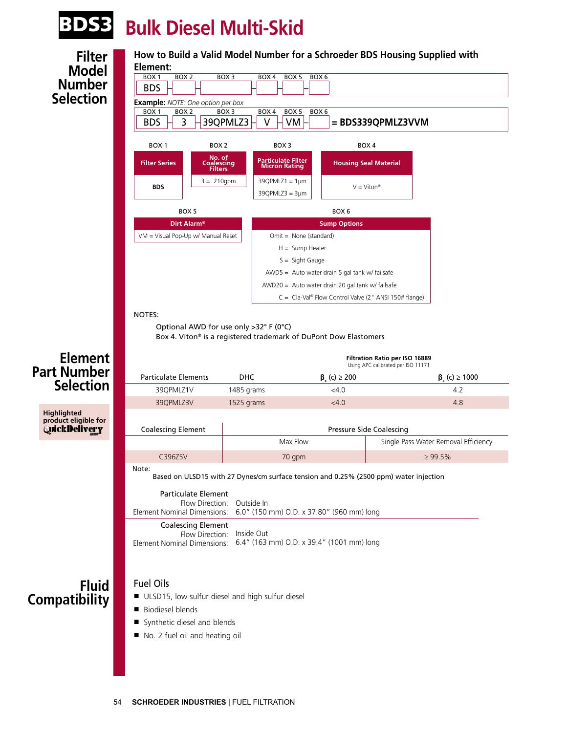# BDS3 Bulk Diesel Multi-Skid

## Filter Model Number Selection

### How to Build a Valid Model Number for a Schroeder BDS Housing Supplied with Element:

| BOX 1 | BOX 2 | BOX 3 | BOX 4 | BOX 5 | BOX 6 |
|---|---|---|---|---|---|
| BDS | | | | | |

**Example:** *NOTE: One option per box*

| BOX 1 | BOX 2 | BOX 3 | BOX 4 | BOX 5 | BOX 6 | |
|---|---|---|---|---|---|---|
| BDS | 3 | 39QPMLZ3 | V | VM | | = **BDS339QPMLZ3VVM** |

BOX 1

| Filter Series |
|---|
| BDS |

BOX 2

| No. of Coalescing Filters |
|---|
| 3 = 210gpm |

BOX 3

| Particulate Filter Micron Rating |
|---|
| 39QPMLZ1 = 1µm |
| 39QPMLZ3 = 3µm |

BOX 4

| Housing Seal Material |
|---|
| V = Viton® |

BOX 5

| Dirt Alarm® |
|---|
| VM = Visual Pop-Up w/ Manual Reset |

BOX 6

| Sump Options |
|---|
| Omit = None (standard) |
| H = Sump Heater |
| S = Sight Gauge |
| AWD5 = Auto water drain 5 gal tank w/ failsafe |
| AWD20 = Auto water drain 20 gal tank w/ failsafe |
| C = Cla-Val® Flow Control Valve (2" ANSI 150# flange) |

NOTES:

Optional AWD for use only >32° F (0°C)
Box 4. Viton® is a registered trademark of DuPont Dow Elastomers

## Element Part Number Selection

Highlighted product eligible for QuickDelivery

| Particulate Elements | DHC | Filtration Ratio per ISO 16889 (Using APC calibrated per ISO 11171) $\beta_x$ (c) ≥ 200 | $\beta_x$ (c) ≥ 1000 |
|---|---|---|---|
| 39QPMLZ1V | 1485 grams | <4.0 | 4.2 |
| 39QPMLZ3V | 1525 grams | <4.0 | 4.8 |

| Coalescing Element | Pressure Side Coalescing | |
|---|---|---|
| | Max Flow | Single Pass Water Removal Efficiency |
| C396Z5V | 70 gpm | ≥ 99.5% |

Note:
Based on ULSD15 with 27 Dynes/cm surface tension and 0.25% (2500 ppm) water injection

**Particulate Element**
Flow Direction: Outside In
Element Nominal Dimensions: 6.0" (150 mm) O.D. x 37.80" (960 mm) long

**Coalescing Element**
Flow Direction: Inside Out
Element Nominal Dimensions: 6.4" (163 mm) O.D. x 39.4" (1001 mm) long

## Fluid Compatibility

Fuel Oils

- ULSD15, low sulfur diesel and high sulfur diesel
- Biodiesel blends
- Synthetic diesel and blends
- No. 2 fuel oil and heating oil